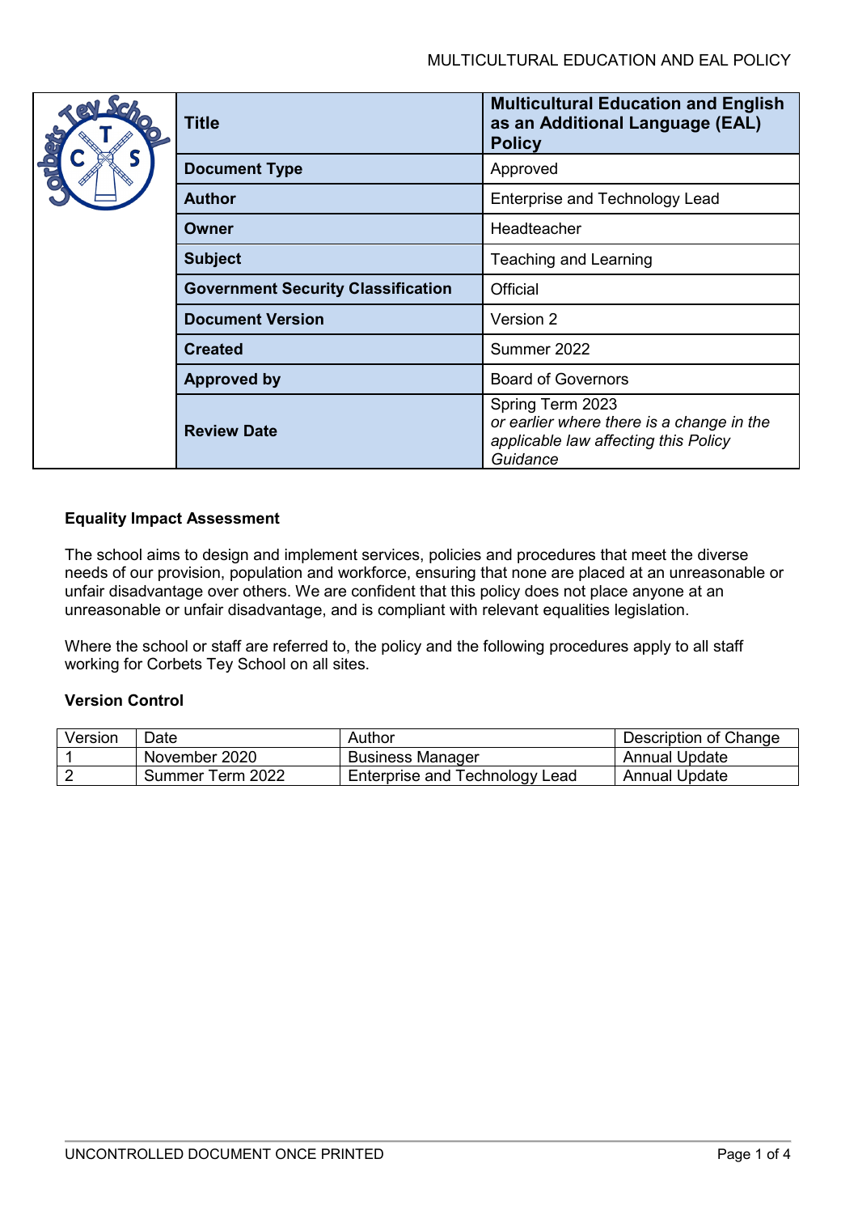| Title | Multicultural Education and English as an Additional Language (EAL) Policy |
| --- | --- |
| Document Type | Approved |
| Author | Enterprise and Technology Lead |
| Owner | Headteacher |
| Subject | Teaching and Learning |
| Government Security Classification | Official |
| Document Version | Version 2 |
| Created | Summer 2022 |
| Approved by | Board of Governors |
| Review Date | Spring Term 2023 *or earlier where there is a change in the applicable law affecting this Policy Guidance* |

**Equality Impact Assessment**

The school aims to design and implement services, policies and procedures that meet the diverse needs of our provision, population and workforce, ensuring that none are placed at an unreasonable or unfair disadvantage over others. We are confident that this policy does not place anyone at an unreasonable or unfair disadvantage, and is compliant with relevant equalities legislation.

Where the school or staff are referred to, the policy and the following procedures apply to all staff working for Corbets Tey School on all sites.

**Version Control**

| Version | Date | Author | Description of Change |
| --- | --- | --- | --- |
| 1 | November 2020 | Business Manager | Annual Update |
| 2 | Summer Term 2022 | Enterprise and Technology Lead | Annual Update |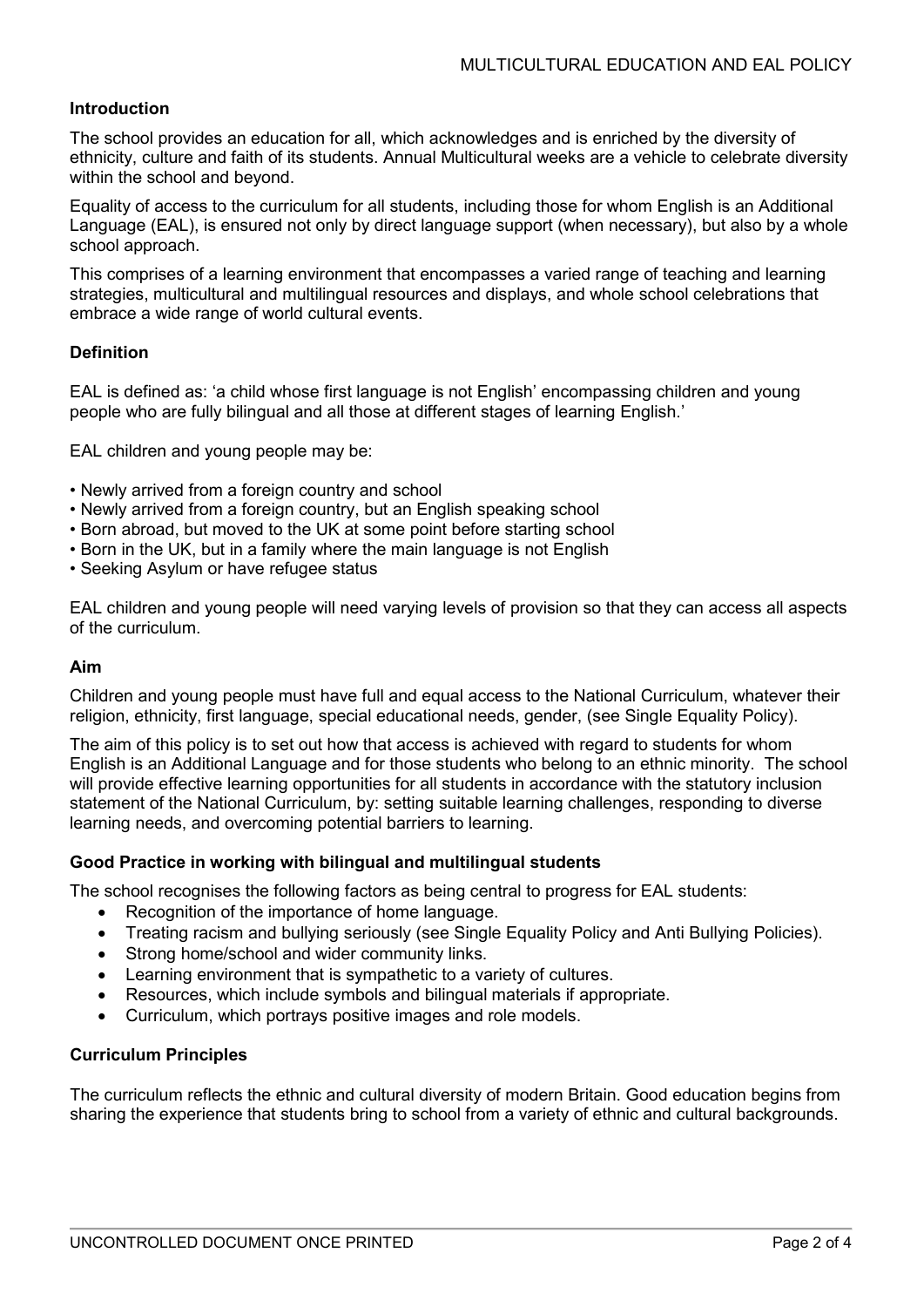## Introduction

The school provides an education for all, which acknowledges and is enriched by the diversity of ethnicity, culture and faith of its students. Annual Multicultural weeks are a vehicle to celebrate diversity within the school and beyond.

Equality of access to the curriculum for all students, including those for whom English is an Additional Language (EAL), is ensured not only by direct language support (when necessary), but also by a whole school approach.

This comprises of a learning environment that encompasses a varied range of teaching and learning strategies, multicultural and multilingual resources and displays, and whole school celebrations that embrace a wide range of world cultural events.

## Definition

EAL is defined as: 'a child whose first language is not English' encompassing children and young people who are fully bilingual and all those at different stages of learning English.'

EAL children and young people may be:

- Newly arrived from a foreign country and school
- Newly arrived from a foreign country, but an English speaking school
- Born abroad, but moved to the UK at some point before starting school
- Born in the UK, but in a family where the main language is not English
- Seeking Asylum or have refugee status

EAL children and young people will need varying levels of provision so that they can access all aspects of the curriculum.

## Aim

Children and young people must have full and equal access to the National Curriculum, whatever their religion, ethnicity, first language, special educational needs, gender, (see Single Equality Policy).

The aim of this policy is to set out how that access is achieved with regard to students for whom English is an Additional Language and for those students who belong to an ethnic minority. The school will provide effective learning opportunities for all students in accordance with the statutory inclusion statement of the National Curriculum, by: setting suitable learning challenges, responding to diverse learning needs, and overcoming potential barriers to learning.

## Good Practice in working with bilingual and multilingual students

The school recognises the following factors as being central to progress for EAL students:

- Recognition of the importance of home language.
- Treating racism and bullying seriously (see Single Equality Policy and Anti Bullying Policies).
- Strong home/school and wider community links.
- Learning environment that is sympathetic to a variety of cultures.
- Resources, which include symbols and bilingual materials if appropriate.
- Curriculum, which portrays positive images and role models.

## Curriculum Principles

The curriculum reflects the ethnic and cultural diversity of modern Britain. Good education begins from sharing the experience that students bring to school from a variety of ethnic and cultural backgrounds.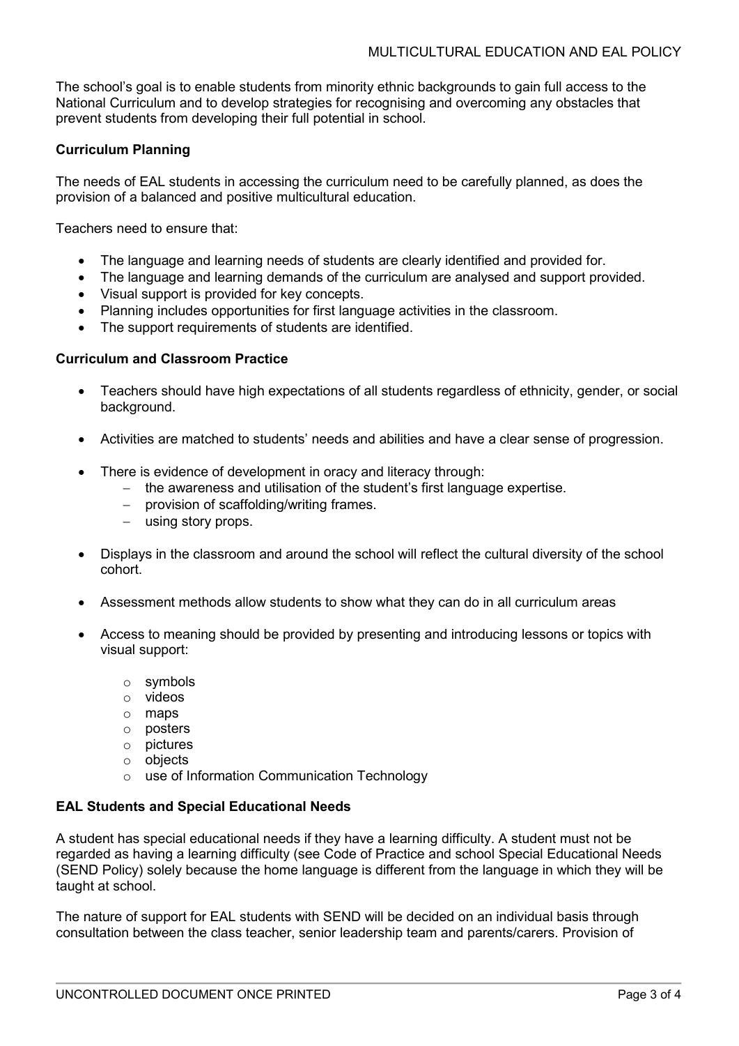The school's goal is to enable students from minority ethnic backgrounds to gain full access to the National Curriculum and to develop strategies for recognising and overcoming any obstacles that prevent students from developing their full potential in school.

**Curriculum Planning**

The needs of EAL students in accessing the curriculum need to be carefully planned, as does the provision of a balanced and positive multicultural education.

Teachers need to ensure that:

- The language and learning needs of students are clearly identified and provided for.
- The language and learning demands of the curriculum are analysed and support provided.
- Visual support is provided for key concepts.
- Planning includes opportunities for first language activities in the classroom.
- The support requirements of students are identified.

**Curriculum and Classroom Practice**

- Teachers should have high expectations of all students regardless of ethnicity, gender, or social background.
- Activities are matched to students' needs and abilities and have a clear sense of progression.
- There is evidence of development in oracy and literacy through:
  - the awareness and utilisation of the student's first language expertise.
  - provision of scaffolding/writing frames.
  - using story props.
- Displays in the classroom and around the school will reflect the cultural diversity of the school cohort.
- Assessment methods allow students to show what they can do in all curriculum areas
- Access to meaning should be provided by presenting and introducing lessons or topics with visual support:
  - symbols
  - videos
  - maps
  - posters
  - pictures
  - objects
  - use of Information Communication Technology

**EAL Students and Special Educational Needs**

A student has special educational needs if they have a learning difficulty. A student must not be regarded as having a learning difficulty (see Code of Practice and school Special Educational Needs (SEND Policy) solely because the home language is different from the language in which they will be taught at school.

The nature of support for EAL students with SEND will be decided on an individual basis through consultation between the class teacher, senior leadership team and parents/carers. Provision of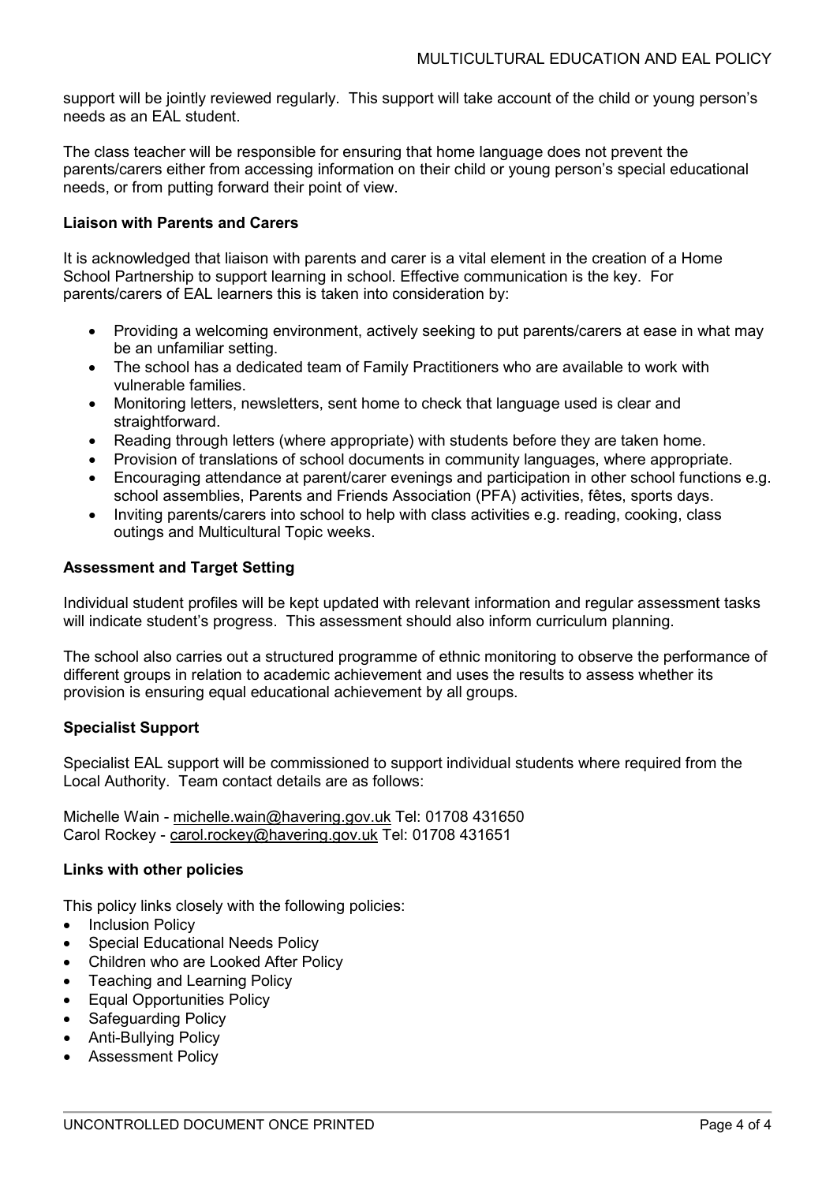support will be jointly reviewed regularly. This support will take account of the child or young person's needs as an EAL student.

The class teacher will be responsible for ensuring that home language does not prevent the parents/carers either from accessing information on their child or young person's special educational needs, or from putting forward their point of view.

**Liaison with Parents and Carers**

It is acknowledged that liaison with parents and carer is a vital element in the creation of a Home School Partnership to support learning in school. Effective communication is the key. For parents/carers of EAL learners this is taken into consideration by:

- Providing a welcoming environment, actively seeking to put parents/carers at ease in what may be an unfamiliar setting.
- The school has a dedicated team of Family Practitioners who are available to work with vulnerable families.
- Monitoring letters, newsletters, sent home to check that language used is clear and straightforward.
- Reading through letters (where appropriate) with students before they are taken home.
- Provision of translations of school documents in community languages, where appropriate.
- Encouraging attendance at parent/carer evenings and participation in other school functions e.g. school assemblies, Parents and Friends Association (PFA) activities, fêtes, sports days.
- Inviting parents/carers into school to help with class activities e.g. reading, cooking, class outings and Multicultural Topic weeks.

**Assessment and Target Setting**

Individual student profiles will be kept updated with relevant information and regular assessment tasks will indicate student's progress. This assessment should also inform curriculum planning.

The school also carries out a structured programme of ethnic monitoring to observe the performance of different groups in relation to academic achievement and uses the results to assess whether its provision is ensuring equal educational achievement by all groups.

**Specialist Support**

Specialist EAL support will be commissioned to support individual students where required from the Local Authority. Team contact details are as follows:

Michelle Wain - michelle.wain@havering.gov.uk Tel: 01708 431650
Carol Rockey - carol.rockey@havering.gov.uk Tel: 01708 431651

**Links with other policies**

This policy links closely with the following policies:

- Inclusion Policy
- Special Educational Needs Policy
- Children who are Looked After Policy
- Teaching and Learning Policy
- Equal Opportunities Policy
- Safeguarding Policy
- Anti-Bullying Policy
- Assessment Policy